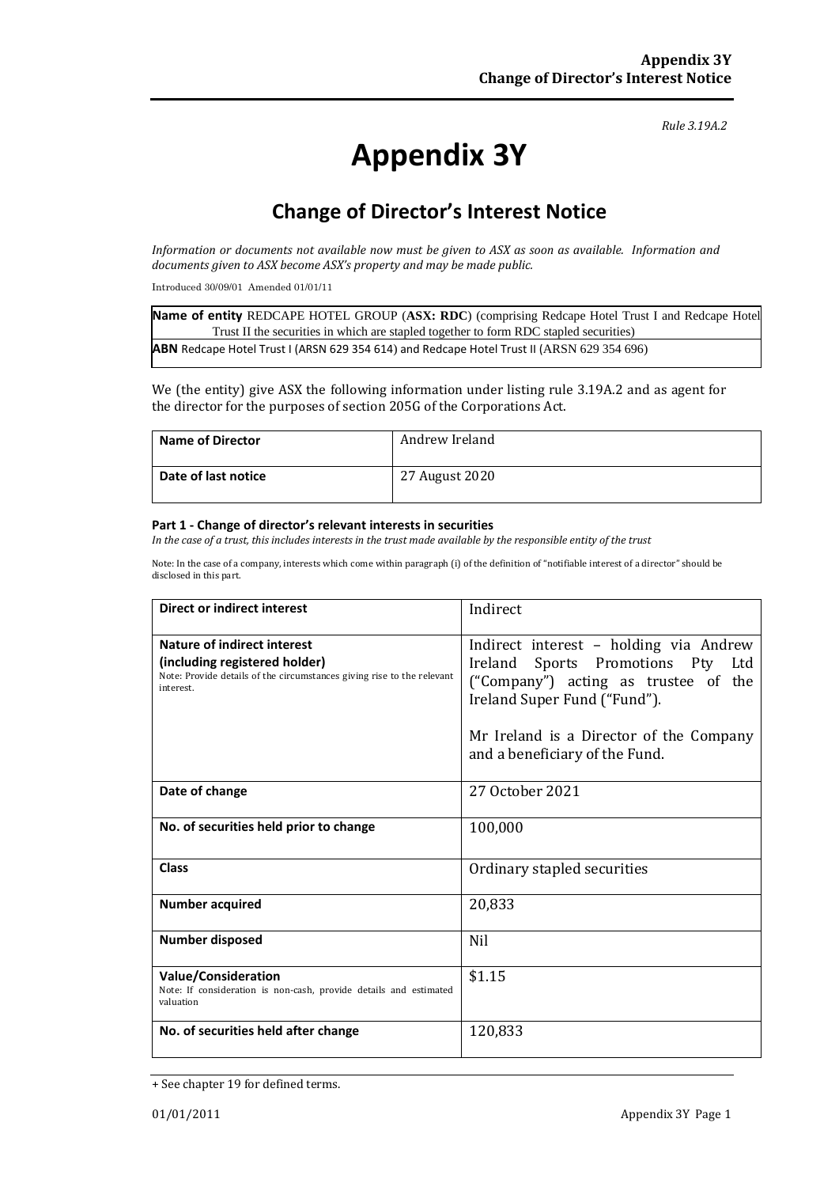*Rule 3.19A.2*

# Appendix 3Y

## Change of Director's Interest Notice

*Information or documents not available now must be given to ASX as soon as available. Information and documents given to ASX become ASX's property and may be made public.*

Introduced 30/09/01 Amended 01/01/11

| **Name of entity** REDCAPE HOTEL GROUP (**ASX: RDC**) (comprising Redcape Hotel Trust I and Redcape Hotel Trust II the securities in which are stapled together to form RDC stapled securities) |
|---|
| **ABN** Redcape Hotel Trust I (ARSN 629 354 614) and Redcape Hotel Trust II (ARSN 629 354 696) |

We (the entity) give ASX the following information under listing rule 3.19A.2 and as agent for the director for the purposes of section 205G of the Corporations Act.

| **Name of Director** | Andrew Ireland |
|---|---|
| **Date of last notice** | 27 August 2020 |

#### Part 1 - Change of director's relevant interests in securities

*In the case of a trust, this includes interests in the trust made available by the responsible entity of the trust*

Note: In the case of a company, interests which come within paragraph (i) of the definition of "notifiable interest of a director" should be disclosed in this part.

| **Direct or indirect interest** | Indirect |
|---|---|
| **Nature of indirect interest (including registered holder)**<br>Note: Provide details of the circumstances giving rise to the relevant interest. | Indirect interest – holding via Andrew Ireland Sports Promotions Pty Ltd ("Company") acting as trustee of the Ireland Super Fund ("Fund").<br><br>Mr Ireland is a Director of the Company and a beneficiary of the Fund. |
| **Date of change** | 27 October 2021 |
| **No. of securities held prior to change** | 100,000 |
| **Class** | Ordinary stapled securities |
| **Number acquired** | 20,833 |
| **Number disposed** | Nil |
| **Value/Consideration**<br>Note: If consideration is non-cash, provide details and estimated valuation | \$1.15 |
| **No. of securities held after change** | 120,833 |

+ See chapter 19 for defined terms.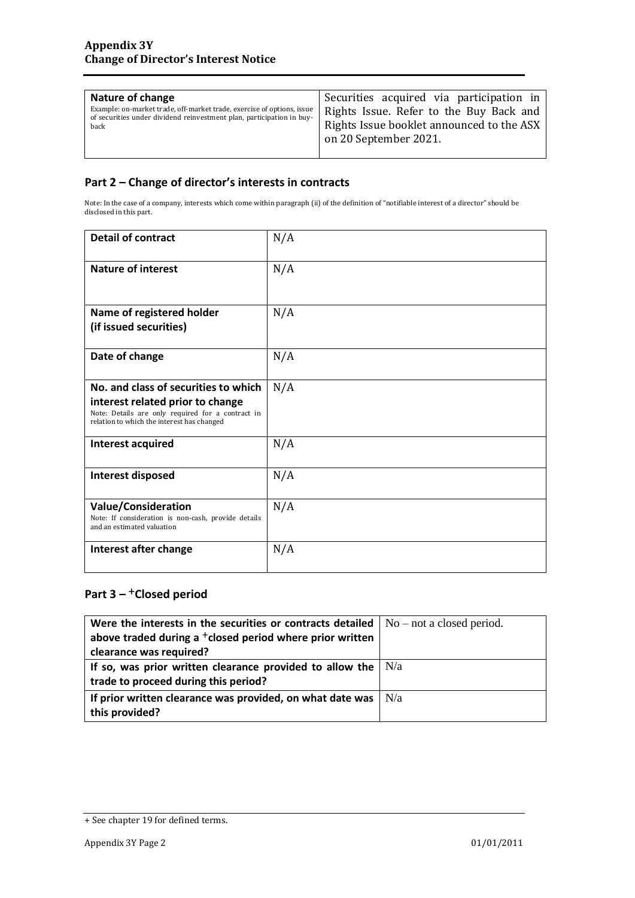| | |
|---|---|
| **Nature of change**<br>Example: on-market trade, off-market trade, exercise of options, issue of securities under dividend reinvestment plan, participation in buy-back | Securities acquired via participation in Rights Issue. Refer to the Buy Back and Rights Issue booklet announced to the ASX on 20 September 2021. |

## Part 2 – Change of director's interests in contracts

Note: In the case of a company, interests which come within paragraph (ii) of the definition of "notifiable interest of a director" should be disclosed in this part.

| | |
|---|---|
| **Detail of contract** | N/A |
| **Nature of interest** | N/A |
| **Name of registered holder (if issued securities)** | N/A |
| **Date of change** | N/A |
| **No. and class of securities to which interest related prior to change**<br>Note: Details are only required for a contract in relation to which the interest has changed | N/A |
| **Interest acquired** | N/A |
| **Interest disposed** | N/A |
| **Value/Consideration**<br>Note: If consideration is non-cash, provide details and an estimated valuation | N/A |
| **Interest after change** | N/A |

## Part 3 – +Closed period

| | |
|---|---|
| **Were the interests in the securities or contracts detailed above traded during a +closed period where prior written clearance was required?** | No – not a closed period. |
| **If so, was prior written clearance provided to allow the trade to proceed during this period?** | N/a |
| **If prior written clearance was provided, on what date was this provided?** | N/a |

+ See chapter 19 for defined terms.